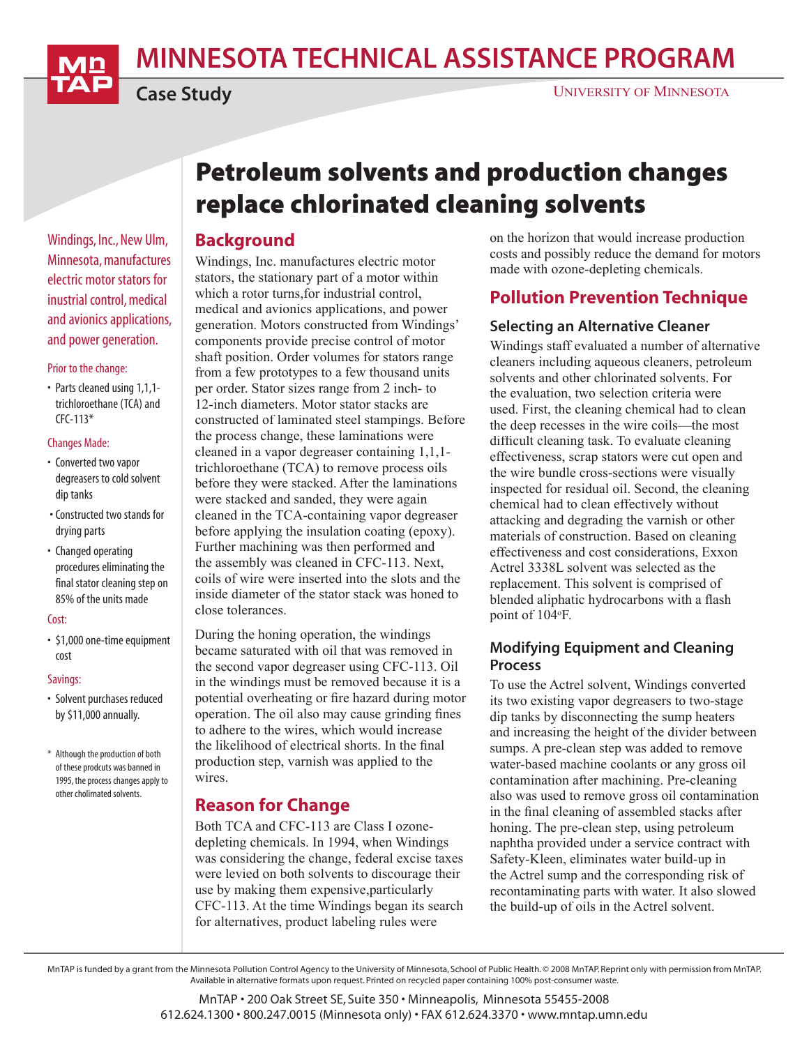# MINNESOTA TECHNICAL ASSISTANCE PROGRAM

**Case Study**

UNIVERSITY OF MINNESOTA

# Petroleum solvents and production changes replace chlorinated cleaning solvents

Windings, Inc., New Ulm, Minnesota, manufactures electric motor stators for inustrial control, medical and avionics applications, and power generation.

Prior to the change:

- Parts cleaned using 1,1,1-trichloroethane (TCA) and CFC-113*

Changes Made:

- Converted two vapor degreasers to cold solvent dip tanks
- Constructed two stands for drying parts
- Changed operating procedures eliminating the final stator cleaning step on 85% of the units made

Cost:

- $1,000 one-time equipment cost

Savings:

- Solvent purchases reduced by $11,000 annually.

\* Although the production of both of these prodcuts was banned in 1995, the process changes apply to other cholirnated solvents.

## Background

Windings, Inc. manufactures electric motor stators, the stationary part of a motor within which a rotor turns,for industrial control, medical and avionics applications, and power generation. Motors constructed from Windings' components provide precise control of motor shaft position. Order volumes for stators range from a few prototypes to a few thousand units per order. Stator sizes range from 2 inch- to 12-inch diameters. Motor stator stacks are constructed of laminated steel stampings. Before the process change, these laminations were cleaned in a vapor degreaser containing 1,1,1-trichloroethane (TCA) to remove process oils before they were stacked. After the laminations were stacked and sanded, they were again cleaned in the TCA-containing vapor degreaser before applying the insulation coating (epoxy). Further machining was then performed and the assembly was cleaned in CFC-113. Next, coils of wire were inserted into the slots and the inside diameter of the stator stack was honed to close tolerances.

During the honing operation, the windings became saturated with oil that was removed in the second vapor degreaser using CFC-113. Oil in the windings must be removed because it is a potential overheating or fire hazard during motor operation. The oil also may cause grinding fines to adhere to the wires, which would increase the likelihood of electrical shorts. In the final production step, varnish was applied to the wires.

## Reason for Change

Both TCA and CFC-113 are Class I ozone-depleting chemicals. In 1994, when Windings was considering the change, federal excise taxes were levied on both solvents to discourage their use by making them expensive,particularly CFC-113. At the time Windings began its search for alternatives, product labeling rules were on the horizon that would increase production costs and possibly reduce the demand for motors made with ozone-depleting chemicals.

## Pollution Prevention Technique

### Selecting an Alternative Cleaner

Windings staff evaluated a number of alternative cleaners including aqueous cleaners, petroleum solvents and other chlorinated solvents. For the evaluation, two selection criteria were used. First, the cleaning chemical had to clean the deep recesses in the wire coils—the most difficult cleaning task. To evaluate cleaning effectiveness, scrap stators were cut open and the wire bundle cross-sections were visually inspected for residual oil. Second, the cleaning chemical had to clean effectively without attacking and degrading the varnish or other materials of construction. Based on cleaning effectiveness and cost considerations, Exxon Actrel 3338L solvent was selected as the replacement. This solvent is comprised of blended aliphatic hydrocarbons with a flash point of 104°F.

### Modifying Equipment and Cleaning Process

To use the Actrel solvent, Windings converted its two existing vapor degreasers to two-stage dip tanks by disconnecting the sump heaters and increasing the height of the divider between sumps. A pre-clean step was added to remove water-based machine coolants or any gross oil contamination after machining. Pre-cleaning also was used to remove gross oil contamination in the final cleaning of assembled stacks after honing. The pre-clean step, using petroleum naphtha provided under a service contract with Safety-Kleen, eliminates water build-up in the Actrel sump and the corresponding risk of recontaminating parts with water. It also slowed the build-up of oils in the Actrel solvent.

MnTAP is funded by a grant from the Minnesota Pollution Control Agency to the University of Minnesota, School of Public Health. © 2008 MnTAP. Reprint only with permission from MnTAP. Available in alternative formats upon request. Printed on recycled paper containing 100% post-consumer waste.

MnTAP • 200 Oak Street SE, Suite 350 • Minneapolis, Minnesota 55455-2008
612.624.1300 • 800.247.0015 (Minnesota only) • FAX 612.624.3370 • www.mntap.umn.edu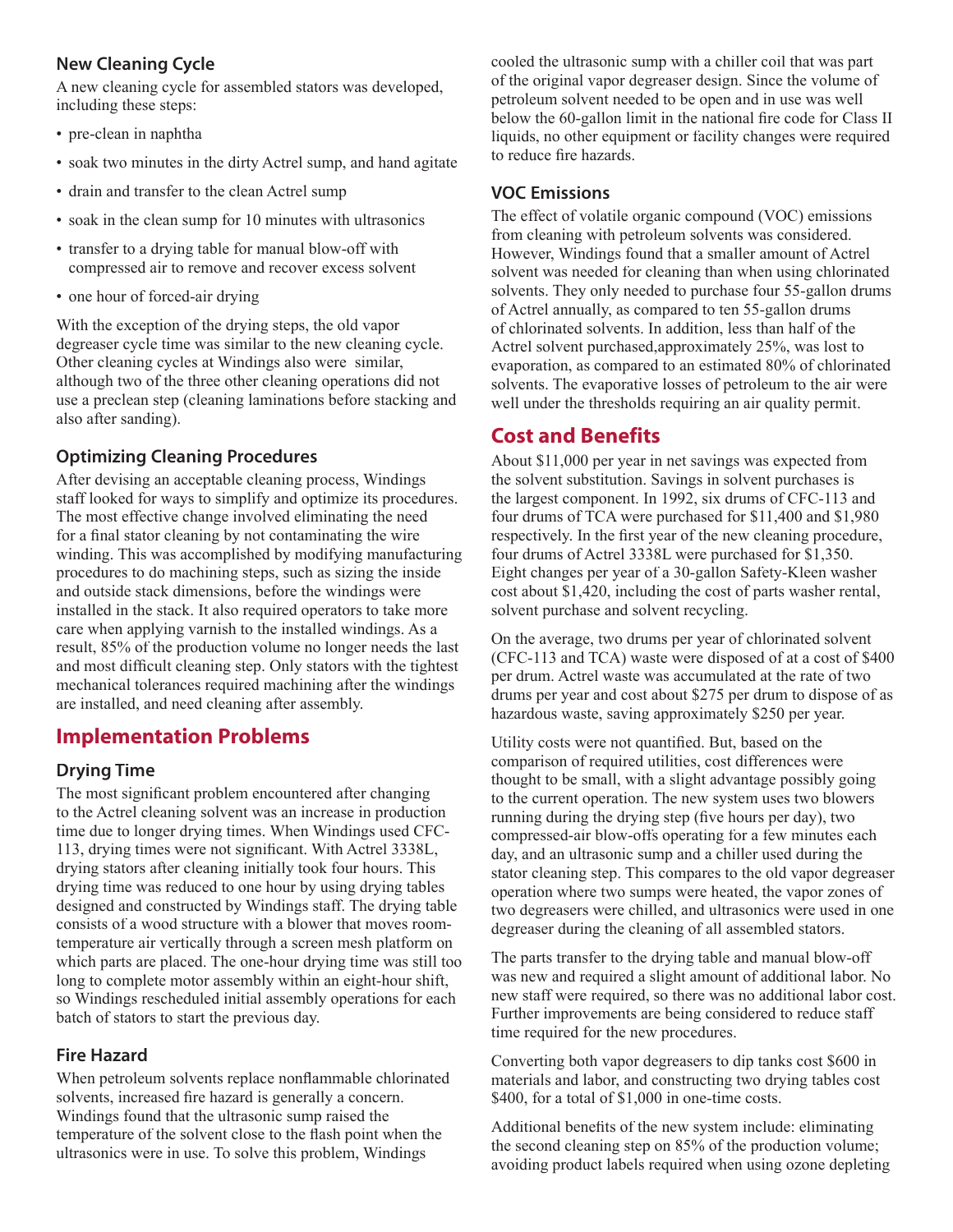### New Cleaning Cycle

A new cleaning cycle for assembled stators was developed, including these steps:

- pre-clean in naphtha
- soak two minutes in the dirty Actrel sump, and hand agitate
- drain and transfer to the clean Actrel sump
- soak in the clean sump for 10 minutes with ultrasonics
- transfer to a drying table for manual blow-off with compressed air to remove and recover excess solvent
- one hour of forced-air drying

With the exception of the drying steps, the old vapor degreaser cycle time was similar to the new cleaning cycle. Other cleaning cycles at Windings also were similar, although two of the three other cleaning operations did not use a preclean step (cleaning laminations before stacking and also after sanding).

### Optimizing Cleaning Procedures

After devising an acceptable cleaning process, Windings staff looked for ways to simplify and optimize its procedures. The most effective change involved eliminating the need for a final stator cleaning by not contaminating the wire winding. This was accomplished by modifying manufacturing procedures to do machining steps, such as sizing the inside and outside stack dimensions, before the windings were installed in the stack. It also required operators to take more care when applying varnish to the installed windings. As a result, 85% of the production volume no longer needs the last and most difficult cleaning step. Only stators with the tightest mechanical tolerances required machining after the windings are installed, and need cleaning after assembly.

## Implementation Problems

### Drying Time

The most significant problem encountered after changing to the Actrel cleaning solvent was an increase in production time due to longer drying times. When Windings used CFC-113, drying times were not significant. With Actrel 3338L, drying stators after cleaning initially took four hours. This drying time was reduced to one hour by using drying tables designed and constructed by Windings staff. The drying table consists of a wood structure with a blower that moves room-temperature air vertically through a screen mesh platform on which parts are placed. The one-hour drying time was still too long to complete motor assembly within an eight-hour shift, so Windings rescheduled initial assembly operations for each batch of stators to start the previous day.

### Fire Hazard

When petroleum solvents replace nonflammable chlorinated solvents, increased fire hazard is generally a concern. Windings found that the ultrasonic sump raised the temperature of the solvent close to the flash point when the ultrasonics were in use. To solve this problem, Windings cooled the ultrasonic sump with a chiller coil that was part of the original vapor degreaser design. Since the volume of petroleum solvent needed to be open and in use was well below the 60-gallon limit in the national fire code for Class II liquids, no other equipment or facility changes were required to reduce fire hazards.

### VOC Emissions

The effect of volatile organic compound (VOC) emissions from cleaning with petroleum solvents was considered. However, Windings found that a smaller amount of Actrel solvent was needed for cleaning than when using chlorinated solvents. They only needed to purchase four 55-gallon drums of Actrel annually, as compared to ten 55-gallon drums of chlorinated solvents. In addition, less than half of the Actrel solvent purchased,approximately 25%, was lost to evaporation, as compared to an estimated 80% of chlorinated solvents. The evaporative losses of petroleum to the air were well under the thresholds requiring an air quality permit.

## Cost and Benefits

About $11,000 per year in net savings was expected from the solvent substitution. Savings in solvent purchases is the largest component. In 1992, six drums of CFC-113 and four drums of TCA were purchased for $11,400 and $1,980 respectively. In the first year of the new cleaning procedure, four drums of Actrel 3338L were purchased for $1,350. Eight changes per year of a 30-gallon Safety-Kleen washer cost about $1,420, including the cost of parts washer rental, solvent purchase and solvent recycling.

On the average, two drums per year of chlorinated solvent (CFC-113 and TCA) waste were disposed of at a cost of $400 per drum. Actrel waste was accumulated at the rate of two drums per year and cost about $275 per drum to dispose of as hazardous waste, saving approximately $250 per year.

Utility costs were not quantified. But, based on the comparison of required utilities, cost differences were thought to be small, with a slight advantage possibly going to the current operation. The new system uses two blowers running during the drying step (five hours per day), two compressed-air blow-offs operating for a few minutes each day, and an ultrasonic sump and a chiller used during the stator cleaning step. This compares to the old vapor degreaser operation where two sumps were heated, the vapor zones of two degreasers were chilled, and ultrasonics were used in one degreaser during the cleaning of all assembled stators.

The parts transfer to the drying table and manual blow-off was new and required a slight amount of additional labor. No new staff were required, so there was no additional labor cost. Further improvements are being considered to reduce staff time required for the new procedures.

Converting both vapor degreasers to dip tanks cost $600 in materials and labor, and constructing two drying tables cost $400, for a total of $1,000 in one-time costs.

Additional benefits of the new system include: eliminating the second cleaning step on 85% of the production volume; avoiding product labels required when using ozone depleting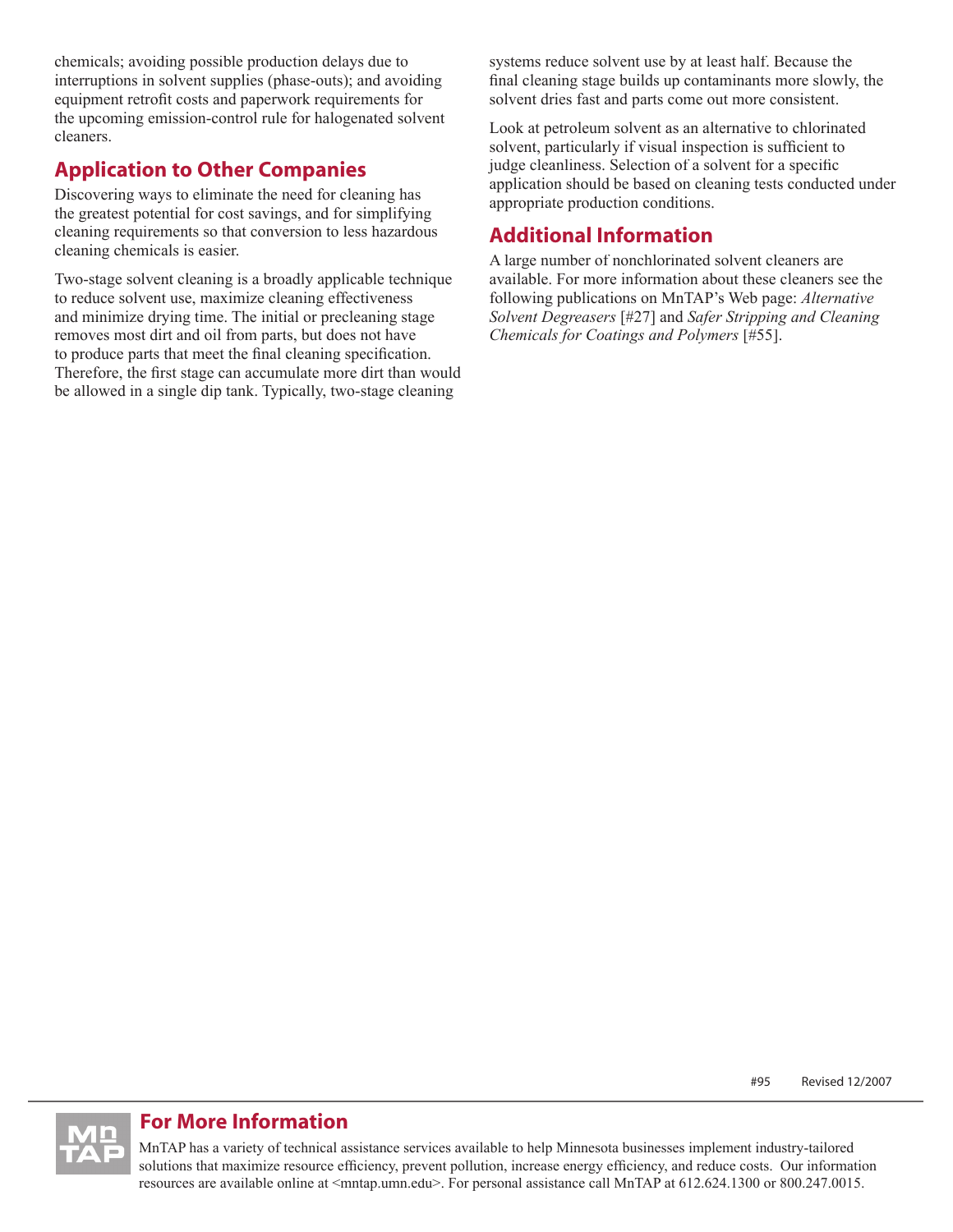chemicals; avoiding possible production delays due to interruptions in solvent supplies (phase-outs); and avoiding equipment retrofit costs and paperwork requirements for the upcoming emission-control rule for halogenated solvent cleaners.

## Application to Other Companies

Discovering ways to eliminate the need for cleaning has the greatest potential for cost savings, and for simplifying cleaning requirements so that conversion to less hazardous cleaning chemicals is easier.

Two-stage solvent cleaning is a broadly applicable technique to reduce solvent use, maximize cleaning effectiveness and minimize drying time. The initial or precleaning stage removes most dirt and oil from parts, but does not have to produce parts that meet the final cleaning specification. Therefore, the first stage can accumulate more dirt than would be allowed in a single dip tank. Typically, two-stage cleaning systems reduce solvent use by at least half. Because the final cleaning stage builds up contaminants more slowly, the solvent dries fast and parts come out more consistent.

Look at petroleum solvent as an alternative to chlorinated solvent, particularly if visual inspection is sufficient to judge cleanliness. Selection of a solvent for a specific application should be based on cleaning tests conducted under appropriate production conditions.

## Additional Information

A large number of nonchlorinated solvent cleaners are available. For more information about these cleaners see the following publications on MnTAP's Web page: *Alternative Solvent Degreasers* [#27] and *Safer Stripping and Cleaning Chemicals for Coatings and Polymers* [#55].

#95 Revised 12/2007

## For More Information

MnTAP has a variety of technical assistance services available to help Minnesota businesses implement industry-tailored solutions that maximize resource efficiency, prevent pollution, increase energy efficiency, and reduce costs. Our information resources are available online at <mntap.umn.edu>. For personal assistance call MnTAP at 612.624.1300 or 800.247.0015.